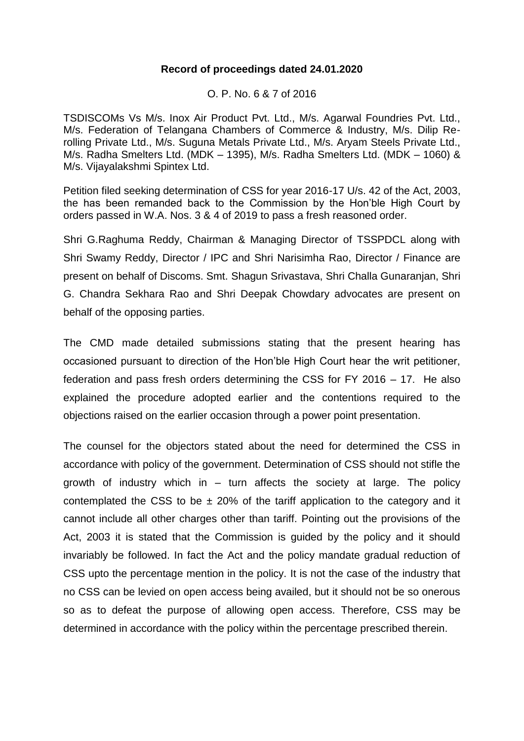**Record of proceedings dated 24.01.2020**

O. P. No. 6 & 7 of 2016

TSDISCOMs Vs M/s. Inox Air Product Pvt. Ltd., M/s. Agarwal Foundries Pvt. Ltd., M/s. Federation of Telangana Chambers of Commerce & Industry, M/s. Dilip Re-rolling Private Ltd., M/s. Suguna Metals Private Ltd., M/s. Aryam Steels Private Ltd., M/s. Radha Smelters Ltd. (MDK – 1395), M/s. Radha Smelters Ltd. (MDK – 1060) & M/s. Vijayalakshmi Spintex Ltd.

Petition filed seeking determination of CSS for year 2016-17 U/s. 42 of the Act, 2003, the has been remanded back to the Commission by the Hon'ble High Court by orders passed in W.A. Nos. 3 & 4 of 2019 to pass a fresh reasoned order.

Shri G.Raghuma Reddy, Chairman & Managing Director of TSSPDCL along with Shri Swamy Reddy, Director / IPC and Shri Narisimha Rao, Director / Finance are present on behalf of Discoms. Smt. Shagun Srivastava, Shri Challa Gunaranjan, Shri G. Chandra Sekhara Rao and Shri Deepak Chowdary advocates are present on behalf of the opposing parties.

The CMD made detailed submissions stating that the present hearing has occasioned pursuant to direction of the Hon'ble High Court hear the writ petitioner, federation and pass fresh orders determining the CSS for FY 2016 – 17. He also explained the procedure adopted earlier and the contentions required to the objections raised on the earlier occasion through a power point presentation.

The counsel for the objectors stated about the need for determined the CSS in accordance with policy of the government. Determination of CSS should not stifle the growth of industry which in – turn affects the society at large. The policy contemplated the CSS to be ± 20% of the tariff application to the category and it cannot include all other charges other than tariff. Pointing out the provisions of the Act, 2003 it is stated that the Commission is guided by the policy and it should invariably be followed. In fact the Act and the policy mandate gradual reduction of CSS upto the percentage mention in the policy. It is not the case of the industry that no CSS can be levied on open access being availed, but it should not be so onerous so as to defeat the purpose of allowing open access. Therefore, CSS may be determined in accordance with the policy within the percentage prescribed therein.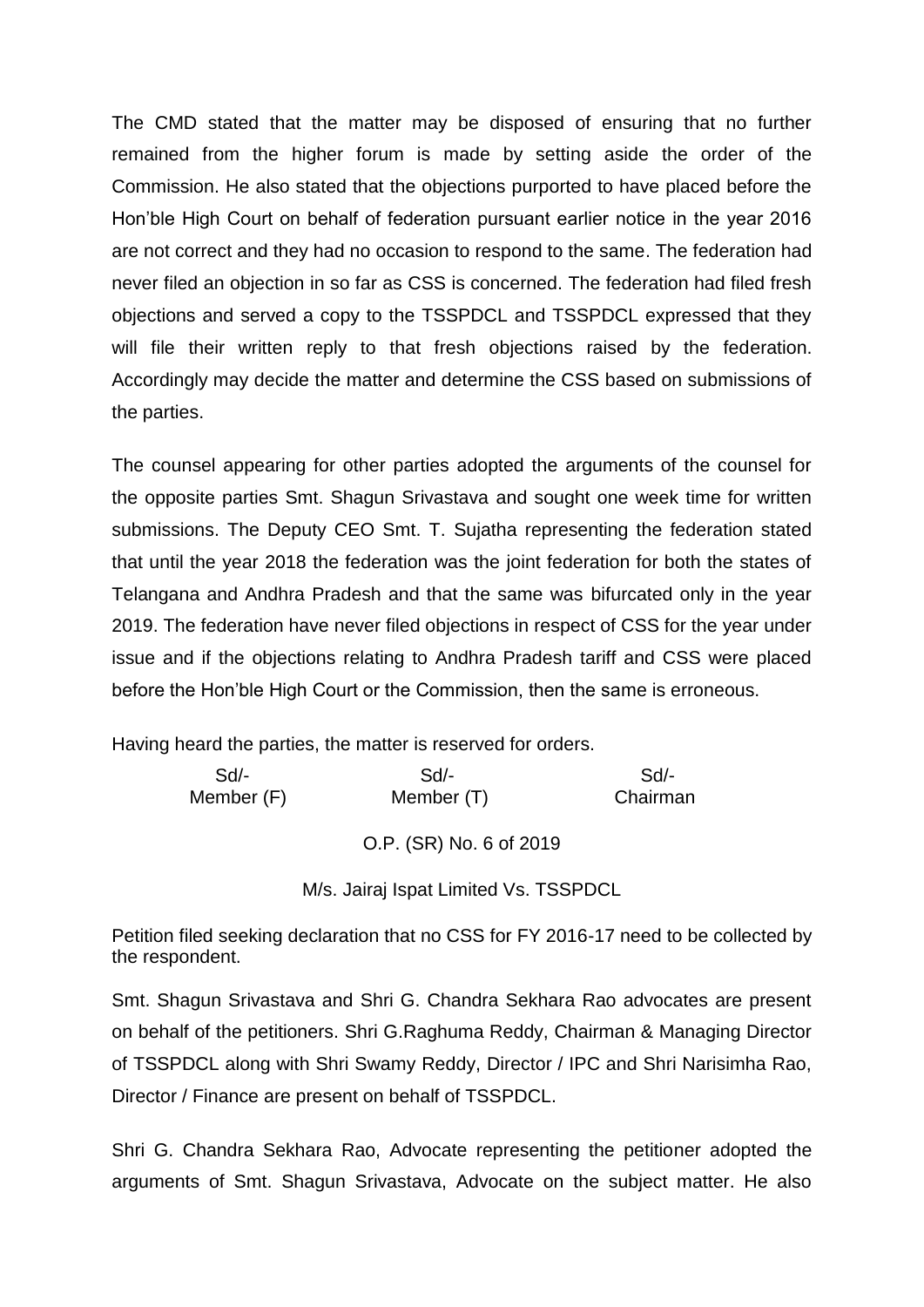The CMD stated that the matter may be disposed of ensuring that no further remained from the higher forum is made by setting aside the order of the Commission. He also stated that the objections purported to have placed before the Hon'ble High Court on behalf of federation pursuant earlier notice in the year 2016 are not correct and they had no occasion to respond to the same. The federation had never filed an objection in so far as CSS is concerned. The federation had filed fresh objections and served a copy to the TSSPDCL and TSSPDCL expressed that they will file their written reply to that fresh objections raised by the federation. Accordingly may decide the matter and determine the CSS based on submissions of the parties.

The counsel appearing for other parties adopted the arguments of the counsel for the opposite parties Smt. Shagun Srivastava and sought one week time for written submissions. The Deputy CEO Smt. T. Sujatha representing the federation stated that until the year 2018 the federation was the joint federation for both the states of Telangana and Andhra Pradesh and that the same was bifurcated only in the year 2019. The federation have never filed objections in respect of CSS for the year under issue and if the objections relating to Andhra Pradesh tariff and CSS were placed before the Hon'ble High Court or the Commission, then the same is erroneous.

Having heard the parties, the matter is reserved for orders.

| Sd/- | Sd/- | Sd/- |
|---|---|---|
| Member (F) | Member (T) | Chairman |

O.P. (SR) No. 6 of 2019

M/s. Jairaj Ispat Limited Vs. TSSPDCL

Petition filed seeking declaration that no CSS for FY 2016-17 need to be collected by the respondent.

Smt. Shagun Srivastava and Shri G. Chandra Sekhara Rao advocates are present on behalf of the petitioners. Shri G.Raghuma Reddy, Chairman & Managing Director of TSSPDCL along with Shri Swamy Reddy, Director / IPC and Shri Narisimha Rao, Director / Finance are present on behalf of TSSPDCL.

Shri G. Chandra Sekhara Rao, Advocate representing the petitioner adopted the arguments of Smt. Shagun Srivastava, Advocate on the subject matter. He also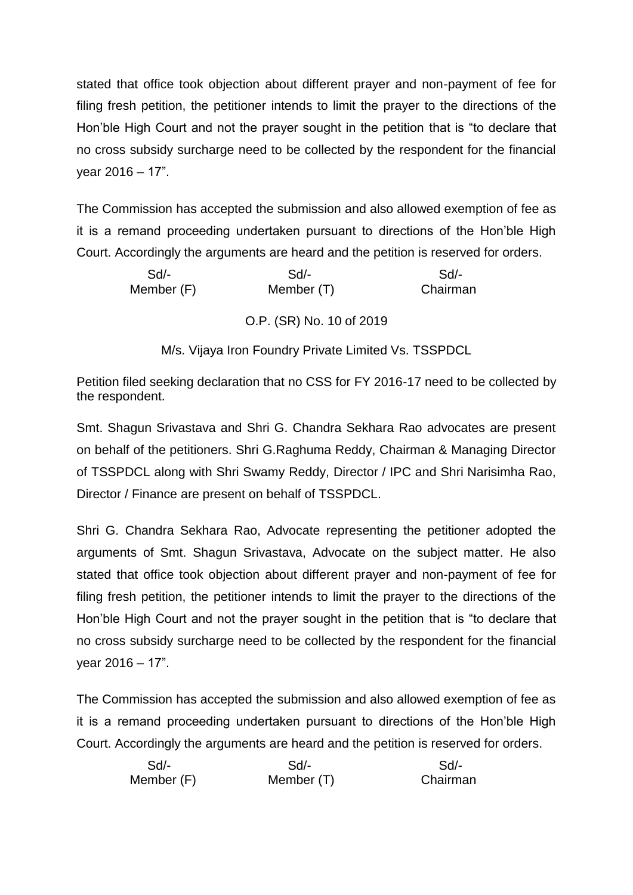stated that office took objection about different prayer and non-payment of fee for filing fresh petition, the petitioner intends to limit the prayer to the directions of the Hon'ble High Court and not the prayer sought in the petition that is "to declare that no cross subsidy surcharge need to be collected by the respondent for the financial year 2016 – 17".

The Commission has accepted the submission and also allowed exemption of fee as it is a remand proceeding undertaken pursuant to directions of the Hon'ble High Court. Accordingly the arguments are heard and the petition is reserved for orders.

| Sd/- | Sd/- | Sd/- |
|---|---|---|
| Member (F) | Member (T) | Chairman |

O.P. (SR) No. 10 of 2019

M/s. Vijaya Iron Foundry Private Limited Vs. TSSPDCL

Petition filed seeking declaration that no CSS for FY 2016-17 need to be collected by the respondent.

Smt. Shagun Srivastava and Shri G. Chandra Sekhara Rao advocates are present on behalf of the petitioners. Shri G.Raghuma Reddy, Chairman & Managing Director of TSSPDCL along with Shri Swamy Reddy, Director / IPC and Shri Narisimha Rao, Director / Finance are present on behalf of TSSPDCL.

Shri G. Chandra Sekhara Rao, Advocate representing the petitioner adopted the arguments of Smt. Shagun Srivastava, Advocate on the subject matter. He also stated that office took objection about different prayer and non-payment of fee for filing fresh petition, the petitioner intends to limit the prayer to the directions of the Hon'ble High Court and not the prayer sought in the petition that is "to declare that no cross subsidy surcharge need to be collected by the respondent for the financial year 2016 – 17".

The Commission has accepted the submission and also allowed exemption of fee as it is a remand proceeding undertaken pursuant to directions of the Hon'ble High Court. Accordingly the arguments are heard and the petition is reserved for orders.

| Sd/- | Sd/- | Sd/- |
|---|---|---|
| Member (F) | Member (T) | Chairman |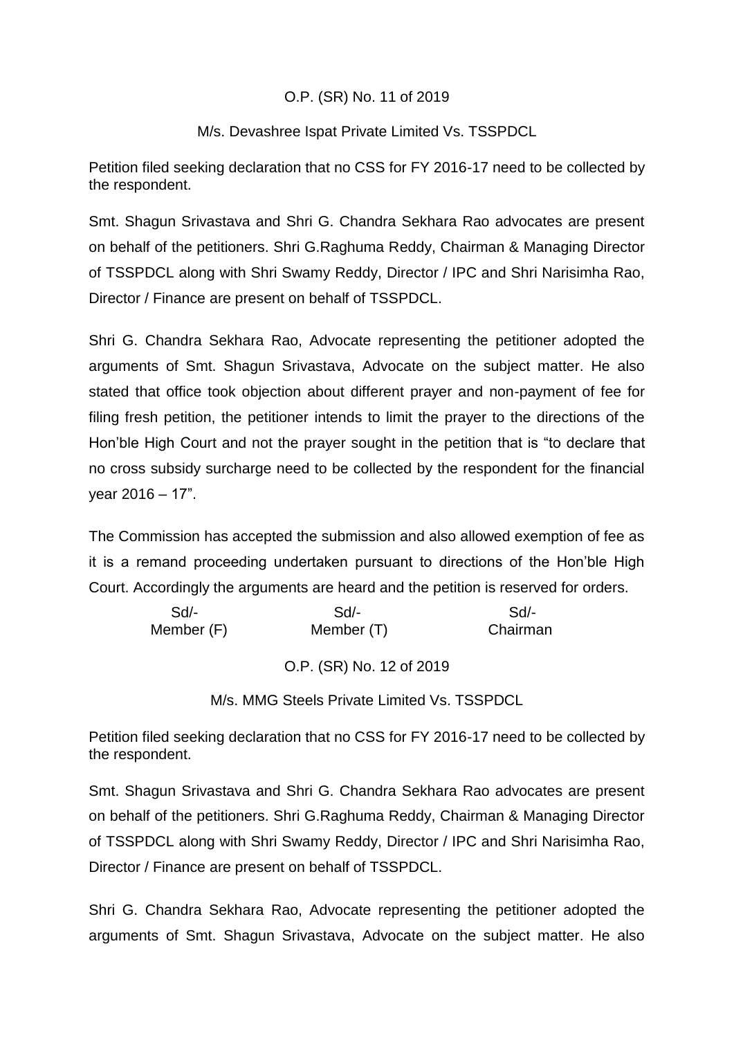O.P. (SR) No. 11 of 2019

M/s. Devashree Ispat Private Limited Vs. TSSPDCL

Petition filed seeking declaration that no CSS for FY 2016-17 need to be collected by the respondent.

Smt. Shagun Srivastava and Shri G. Chandra Sekhara Rao advocates are present on behalf of the petitioners. Shri G.Raghuma Reddy, Chairman & Managing Director of TSSPDCL along with Shri Swamy Reddy, Director / IPC and Shri Narisimha Rao, Director / Finance are present on behalf of TSSPDCL.

Shri G. Chandra Sekhara Rao, Advocate representing the petitioner adopted the arguments of Smt. Shagun Srivastava, Advocate on the subject matter. He also stated that office took objection about different prayer and non-payment of fee for filing fresh petition, the petitioner intends to limit the prayer to the directions of the Hon'ble High Court and not the prayer sought in the petition that is "to declare that no cross subsidy surcharge need to be collected by the respondent for the financial year 2016 – 17".

The Commission has accepted the submission and also allowed exemption of fee as it is a remand proceeding undertaken pursuant to directions of the Hon'ble High Court. Accordingly the arguments are heard and the petition is reserved for orders.

| Sd/- | Sd/- | Sd/- |
|---|---|---|
| Member (F) | Member (T) | Chairman |

O.P. (SR) No. 12 of 2019

M/s. MMG Steels Private Limited Vs. TSSPDCL

Petition filed seeking declaration that no CSS for FY 2016-17 need to be collected by the respondent.

Smt. Shagun Srivastava and Shri G. Chandra Sekhara Rao advocates are present on behalf of the petitioners. Shri G.Raghuma Reddy, Chairman & Managing Director of TSSPDCL along with Shri Swamy Reddy, Director / IPC and Shri Narisimha Rao, Director / Finance are present on behalf of TSSPDCL.

Shri G. Chandra Sekhara Rao, Advocate representing the petitioner adopted the arguments of Smt. Shagun Srivastava, Advocate on the subject matter. He also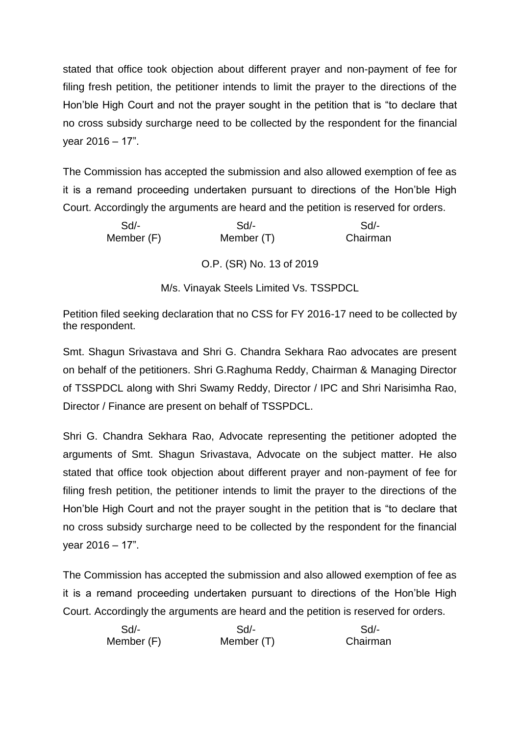stated that office took objection about different prayer and non-payment of fee for filing fresh petition, the petitioner intends to limit the prayer to the directions of the Hon'ble High Court and not the prayer sought in the petition that is "to declare that no cross subsidy surcharge need to be collected by the respondent for the financial year 2016 – 17".

The Commission has accepted the submission and also allowed exemption of fee as it is a remand proceeding undertaken pursuant to directions of the Hon'ble High Court. Accordingly the arguments are heard and the petition is reserved for orders.

| Sd/- | Sd/- | Sd/- |
|---|---|---|
| Member (F) | Member (T) | Chairman |

O.P. (SR) No. 13 of 2019

M/s. Vinayak Steels Limited Vs. TSSPDCL

Petition filed seeking declaration that no CSS for FY 2016-17 need to be collected by the respondent.

Smt. Shagun Srivastava and Shri G. Chandra Sekhara Rao advocates are present on behalf of the petitioners. Shri G.Raghuma Reddy, Chairman & Managing Director of TSSPDCL along with Shri Swamy Reddy, Director / IPC and Shri Narisimha Rao, Director / Finance are present on behalf of TSSPDCL.

Shri G. Chandra Sekhara Rao, Advocate representing the petitioner adopted the arguments of Smt. Shagun Srivastava, Advocate on the subject matter. He also stated that office took objection about different prayer and non-payment of fee for filing fresh petition, the petitioner intends to limit the prayer to the directions of the Hon'ble High Court and not the prayer sought in the petition that is "to declare that no cross subsidy surcharge need to be collected by the respondent for the financial year 2016 – 17".

The Commission has accepted the submission and also allowed exemption of fee as it is a remand proceeding undertaken pursuant to directions of the Hon'ble High Court. Accordingly the arguments are heard and the petition is reserved for orders.

| Sd/- | Sd/- | Sd/- |
|---|---|---|
| Member (F) | Member (T) | Chairman |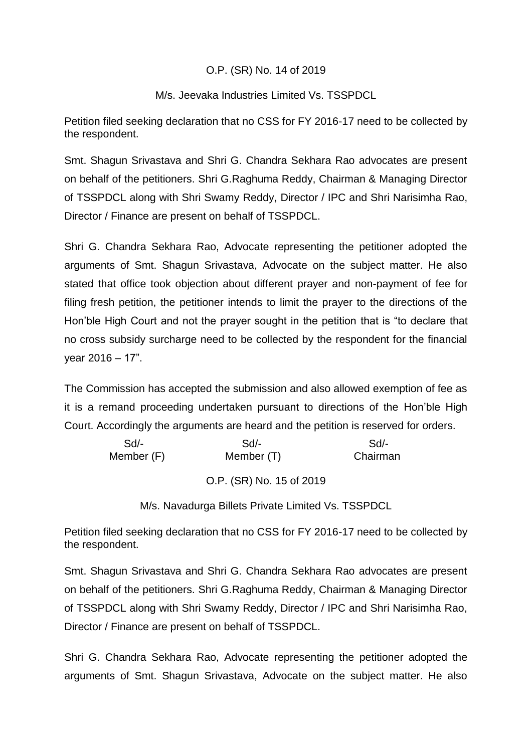O.P. (SR) No. 14 of 2019

M/s. Jeevaka Industries Limited Vs. TSSPDCL

Petition filed seeking declaration that no CSS for FY 2016-17 need to be collected by the respondent.

Smt. Shagun Srivastava and Shri G. Chandra Sekhara Rao advocates are present on behalf of the petitioners. Shri G.Raghuma Reddy, Chairman & Managing Director of TSSPDCL along with Shri Swamy Reddy, Director / IPC and Shri Narisimha Rao, Director / Finance are present on behalf of TSSPDCL.

Shri G. Chandra Sekhara Rao, Advocate representing the petitioner adopted the arguments of Smt. Shagun Srivastava, Advocate on the subject matter. He also stated that office took objection about different prayer and non-payment of fee for filing fresh petition, the petitioner intends to limit the prayer to the directions of the Hon'ble High Court and not the prayer sought in the petition that is "to declare that no cross subsidy surcharge need to be collected by the respondent for the financial year 2016 – 17".

The Commission has accepted the submission and also allowed exemption of fee as it is a remand proceeding undertaken pursuant to directions of the Hon'ble High Court. Accordingly the arguments are heard and the petition is reserved for orders.

| Sd/- | Sd/- | Sd/- |
|---|---|---|
| Member (F) | Member (T) | Chairman |

O.P. (SR) No. 15 of 2019

M/s. Navadurga Billets Private Limited Vs. TSSPDCL

Petition filed seeking declaration that no CSS for FY 2016-17 need to be collected by the respondent.

Smt. Shagun Srivastava and Shri G. Chandra Sekhara Rao advocates are present on behalf of the petitioners. Shri G.Raghuma Reddy, Chairman & Managing Director of TSSPDCL along with Shri Swamy Reddy, Director / IPC and Shri Narisimha Rao, Director / Finance are present on behalf of TSSPDCL.

Shri G. Chandra Sekhara Rao, Advocate representing the petitioner adopted the arguments of Smt. Shagun Srivastava, Advocate on the subject matter. He also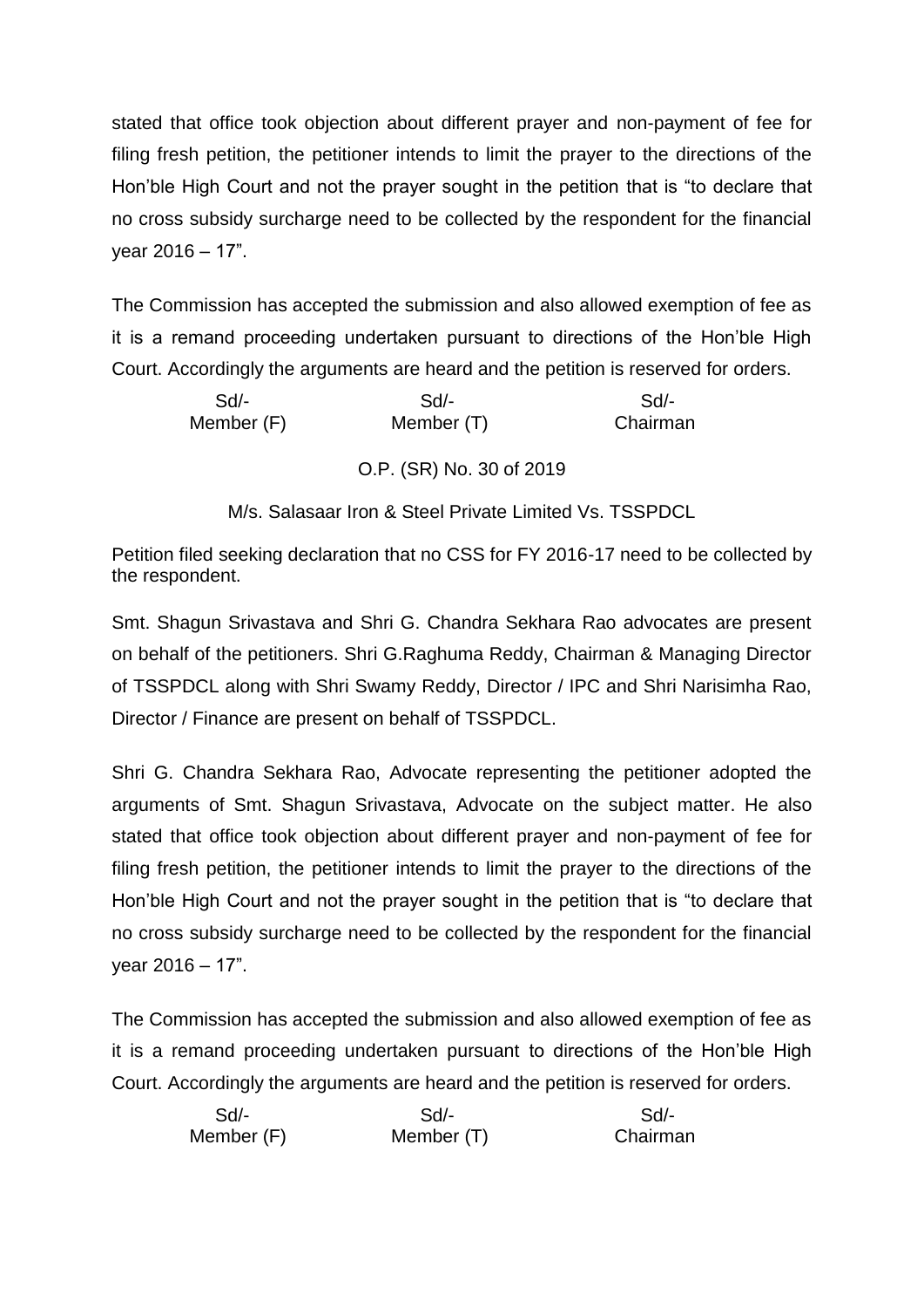stated that office took objection about different prayer and non-payment of fee for filing fresh petition, the petitioner intends to limit the prayer to the directions of the Hon'ble High Court and not the prayer sought in the petition that is "to declare that no cross subsidy surcharge need to be collected by the respondent for the financial year 2016 – 17".

The Commission has accepted the submission and also allowed exemption of fee as it is a remand proceeding undertaken pursuant to directions of the Hon'ble High Court. Accordingly the arguments are heard and the petition is reserved for orders.

| Sd/- | Sd/- | Sd/- |
|---|---|---|
| Member (F) | Member (T) | Chairman |

O.P. (SR) No. 30 of 2019

M/s. Salasaar Iron & Steel Private Limited Vs. TSSPDCL

Petition filed seeking declaration that no CSS for FY 2016-17 need to be collected by the respondent.

Smt. Shagun Srivastava and Shri G. Chandra Sekhara Rao advocates are present on behalf of the petitioners. Shri G.Raghuma Reddy, Chairman & Managing Director of TSSPDCL along with Shri Swamy Reddy, Director / IPC and Shri Narisimha Rao, Director / Finance are present on behalf of TSSPDCL.

Shri G. Chandra Sekhara Rao, Advocate representing the petitioner adopted the arguments of Smt. Shagun Srivastava, Advocate on the subject matter. He also stated that office took objection about different prayer and non-payment of fee for filing fresh petition, the petitioner intends to limit the prayer to the directions of the Hon'ble High Court and not the prayer sought in the petition that is "to declare that no cross subsidy surcharge need to be collected by the respondent for the financial year 2016 – 17".

The Commission has accepted the submission and also allowed exemption of fee as it is a remand proceeding undertaken pursuant to directions of the Hon'ble High Court. Accordingly the arguments are heard and the petition is reserved for orders.

| Sd/- | Sd/- | Sd/- |
|---|---|---|
| Member (F) | Member (T) | Chairman |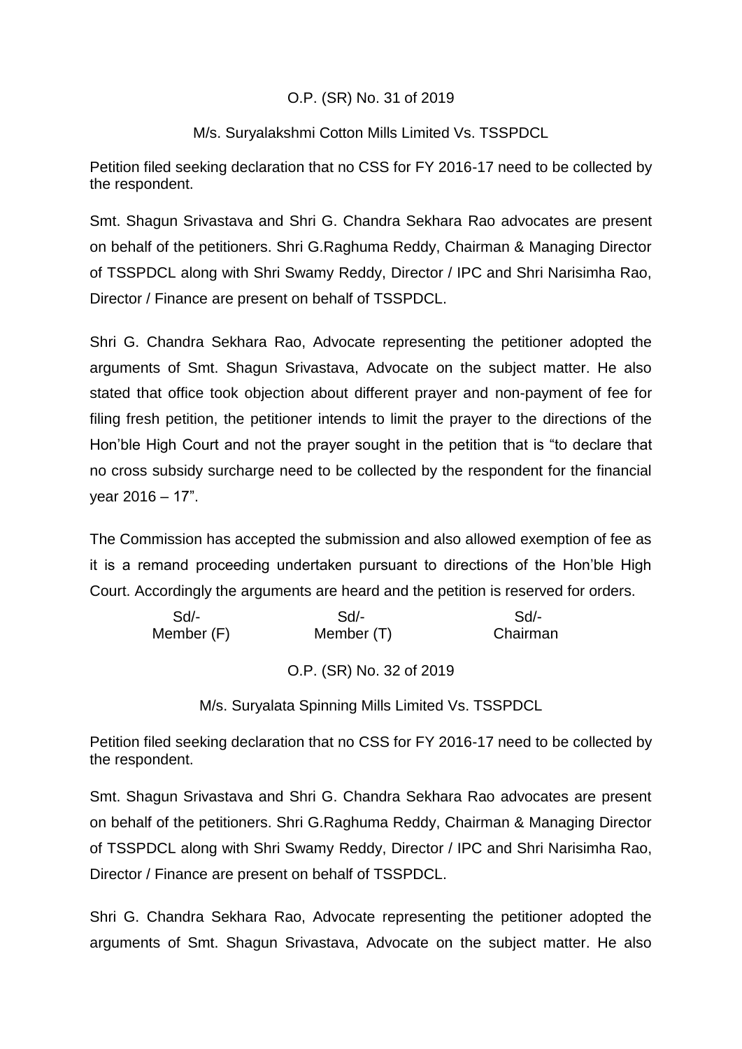O.P. (SR) No. 31 of 2019

M/s. Suryalakshmi Cotton Mills Limited Vs. TSSPDCL

Petition filed seeking declaration that no CSS for FY 2016-17 need to be collected by the respondent.

Smt. Shagun Srivastava and Shri G. Chandra Sekhara Rao advocates are present on behalf of the petitioners. Shri G.Raghuma Reddy, Chairman & Managing Director of TSSPDCL along with Shri Swamy Reddy, Director / IPC and Shri Narisimha Rao, Director / Finance are present on behalf of TSSPDCL.

Shri G. Chandra Sekhara Rao, Advocate representing the petitioner adopted the arguments of Smt. Shagun Srivastava, Advocate on the subject matter. He also stated that office took objection about different prayer and non-payment of fee for filing fresh petition, the petitioner intends to limit the prayer to the directions of the Hon'ble High Court and not the prayer sought in the petition that is "to declare that no cross subsidy surcharge need to be collected by the respondent for the financial year 2016 – 17".

The Commission has accepted the submission and also allowed exemption of fee as it is a remand proceeding undertaken pursuant to directions of the Hon'ble High Court. Accordingly the arguments are heard and the petition is reserved for orders.

| Sd/- | Sd/- | Sd/- |
|---|---|---|
| Member (F) | Member (T) | Chairman |

O.P. (SR) No. 32 of 2019

M/s. Suryalata Spinning Mills Limited Vs. TSSPDCL

Petition filed seeking declaration that no CSS for FY 2016-17 need to be collected by the respondent.

Smt. Shagun Srivastava and Shri G. Chandra Sekhara Rao advocates are present on behalf of the petitioners. Shri G.Raghuma Reddy, Chairman & Managing Director of TSSPDCL along with Shri Swamy Reddy, Director / IPC and Shri Narisimha Rao, Director / Finance are present on behalf of TSSPDCL.

Shri G. Chandra Sekhara Rao, Advocate representing the petitioner adopted the arguments of Smt. Shagun Srivastava, Advocate on the subject matter. He also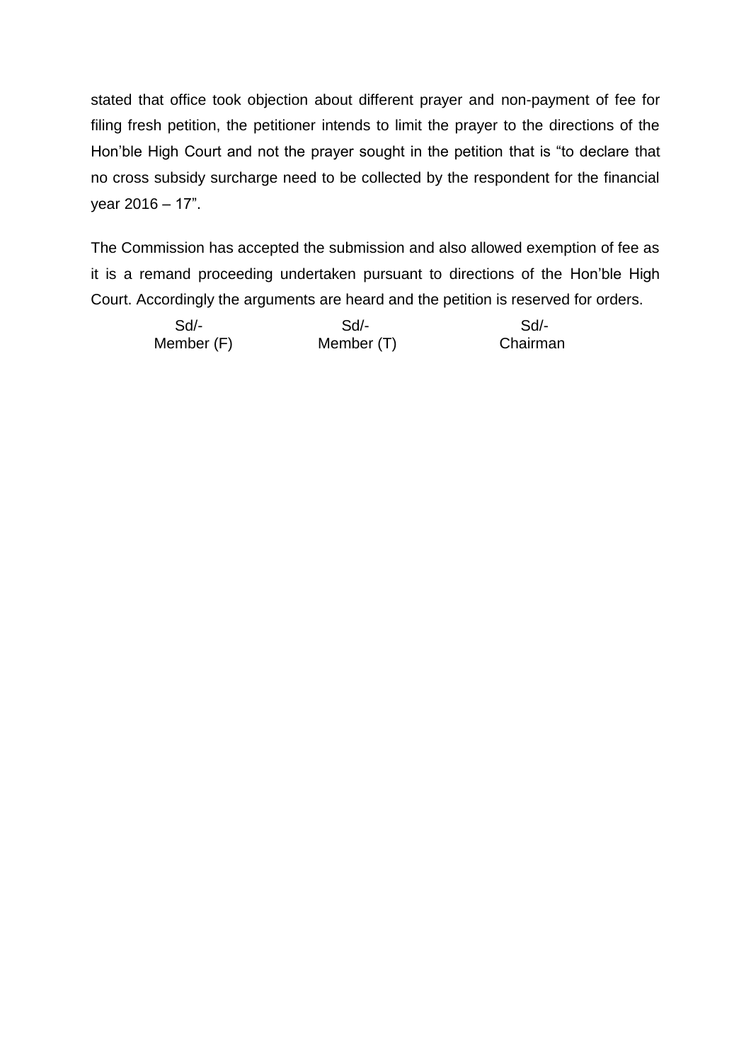stated that office took objection about different prayer and non-payment of fee for filing fresh petition, the petitioner intends to limit the prayer to the directions of the Hon'ble High Court and not the prayer sought in the petition that is "to declare that no cross subsidy surcharge need to be collected by the respondent for the financial year 2016 – 17".

The Commission has accepted the submission and also allowed exemption of fee as it is a remand proceeding undertaken pursuant to directions of the Hon'ble High Court. Accordingly the arguments are heard and the petition is reserved for orders.

| | | |
|---|---|---|
| Sd/- | Sd/- | Sd/- |
| Member (F) | Member (T) | Chairman |